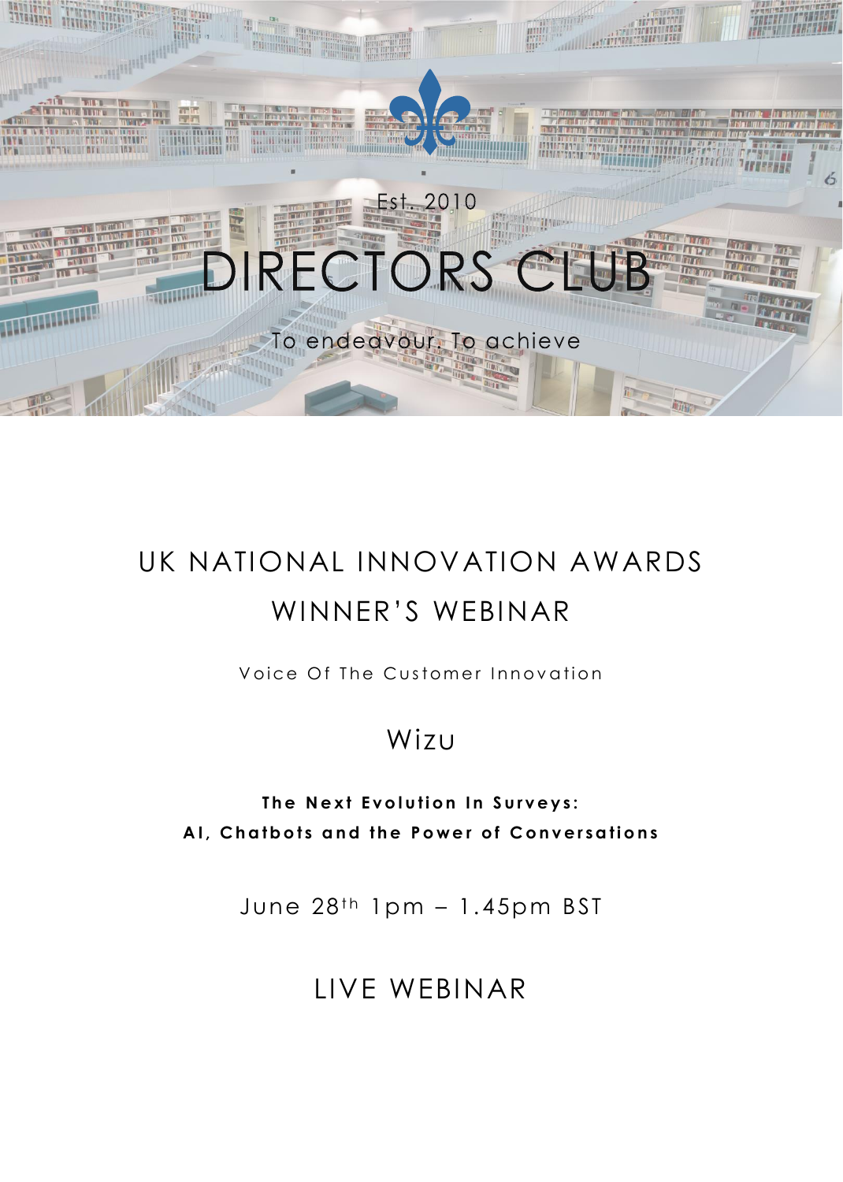Est. 2010

# DIRECTORS CLUB

To endeavour. To achieve

## UK NATIONAL INNOVATION AWARDS WINNER'S WEBINAR

Voice Of The Customer Innovation

## Wizu

**The Next Evolution In Surveys: AI, Chatbots and the Power of Conversations**

June 28th 1pm – 1.45pm BST

## LIVE WEBINAR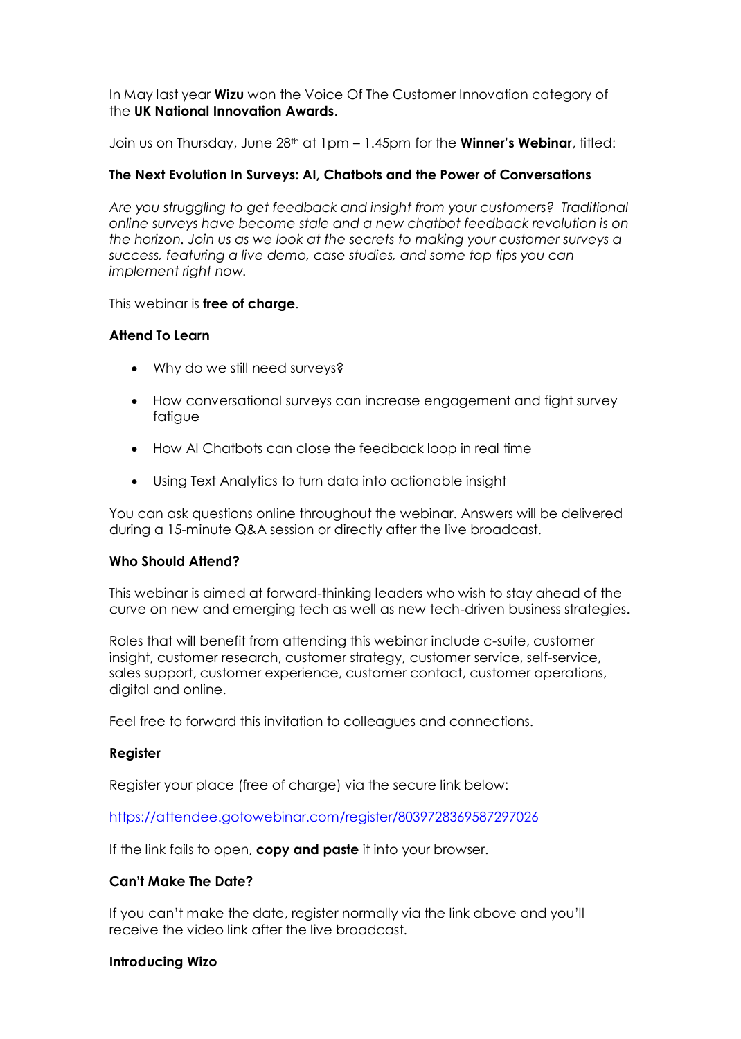In May last year **Wizu** won the Voice Of The Customer Innovation category of the **UK National Innovation Awards**.

Join us on Thursday, June 28th at 1pm – 1.45pm for the **Winner's Webinar**, titled:

**The Next Evolution In Surveys: AI, Chatbots and the Power of Conversations**

*Are you struggling to get feedback and insight from your customers? Traditional online surveys have become stale and a new chatbot feedback revolution is on the horizon. Join us as we look at the secrets to making your customer surveys a success, featuring a live demo, case studies, and some top tips you can implement right now.*

This webinar is **free of charge**.

**Attend To Learn**

- Why do we still need surveys?
- How conversational surveys can increase engagement and fight survey fatigue
- How AI Chatbots can close the feedback loop in real time
- Using Text Analytics to turn data into actionable insight

You can ask questions online throughout the webinar. Answers will be delivered during a 15-minute Q&A session or directly after the live broadcast.

**Who Should Attend?**

This webinar is aimed at forward-thinking leaders who wish to stay ahead of the curve on new and emerging tech as well as new tech-driven business strategies.

Roles that will benefit from attending this webinar include c-suite, customer insight, customer research, customer strategy, customer service, self-service, sales support, customer experience, customer contact, customer operations, digital and online.

Feel free to forward this invitation to colleagues and connections.

**Register**

Register your place (free of charge) via the secure link below:

https://attendee.gotowebinar.com/register/8039728369587297026

If the link fails to open, **copy and paste** it into your browser.

**Can't Make The Date?**

If you can't make the date, register normally via the link above and you'll receive the video link after the live broadcast.

**Introducing Wizo**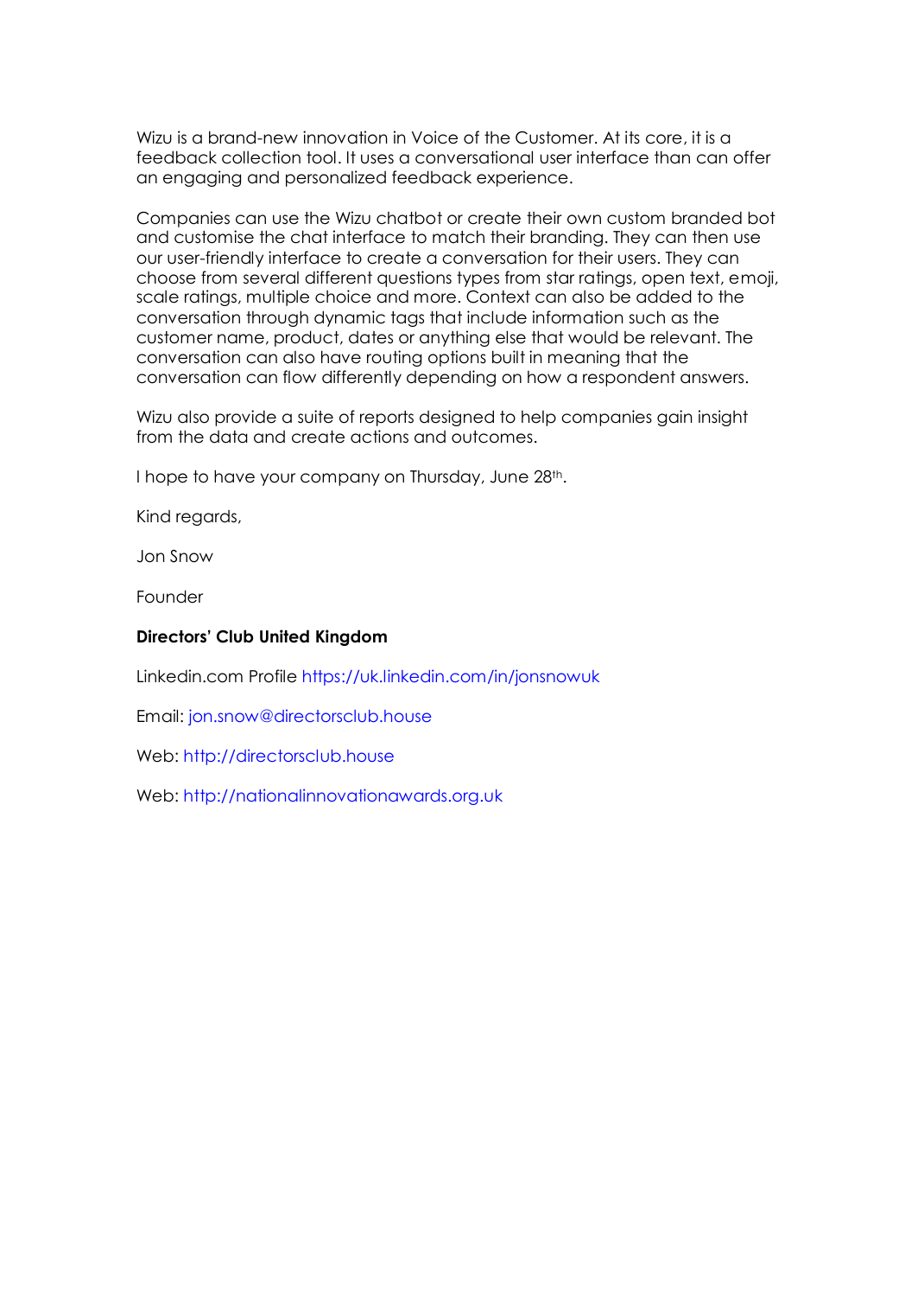Wizu is a brand-new innovation in Voice of the Customer. At its core, it is a feedback collection tool. It uses a conversational user interface than can offer an engaging and personalized feedback experience.

Companies can use the Wizu chatbot or create their own custom branded bot and customise the chat interface to match their branding. They can then use our user-friendly interface to create a conversation for their users. They can choose from several different questions types from star ratings, open text, emoji, scale ratings, multiple choice and more. Context can also be added to the conversation through dynamic tags that include information such as the customer name, product, dates or anything else that would be relevant. The conversation can also have routing options built in meaning that the conversation can flow differently depending on how a respondent answers.

Wizu also provide a suite of reports designed to help companies gain insight from the data and create actions and outcomes.

I hope to have your company on Thursday, June 28th.

Kind regards,

Jon Snow

Founder

**Directors' Club United Kingdom**

Linkedin.com Profile https://uk.linkedin.com/in/jonsnowuk

Email: jon.snow@directorsclub.house

Web: http://directorsclub.house

Web: http://nationalinnovationawards.org.uk